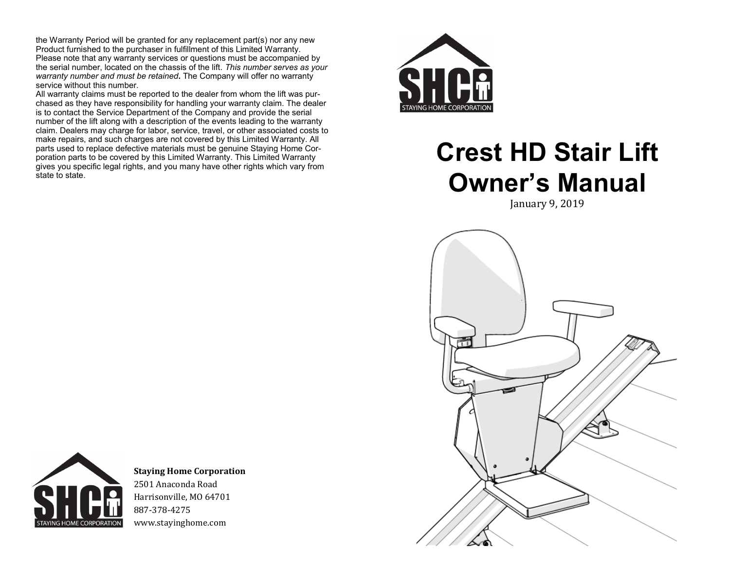the Warranty Period will be granted for any replacement part(s) nor any new Product furnished to the purchaser in fulfillment of this Limited Warranty. Please note that any warranty services or questions must be accompanied by the serial number, located on the chassis of the lift. *This number serves as your warranty number and must be retained*. The Company will offer no warranty service without this number.

All warranty claims must be reported to the dealer from whom the lift was purchased as they have responsibility for handling your warranty claim. The dealer is to contact the Service Department of the Company and provide the serial number of the lift along with a description of the events leading to the warranty claim. Dealers may charge for labor, service, travel, or other associated costs to make repairs, and such charges are not covered by this Limited Warranty. All parts used to replace defective materials must be genuine Staying Home Corporation parts to be covered by this Limited Warranty. This Limited Warranty gives you specific legal rights, and you many have other rights which vary from state to state.

**Staying Home Corporation**
2501 Anaconda Road
Harrisonville, MO 64701
887-378-4275
www.stayinghome.com

SHC
STAYING HOME CORPORATION

# Crest HD Stair Lift Owner's Manual

January 9, 2019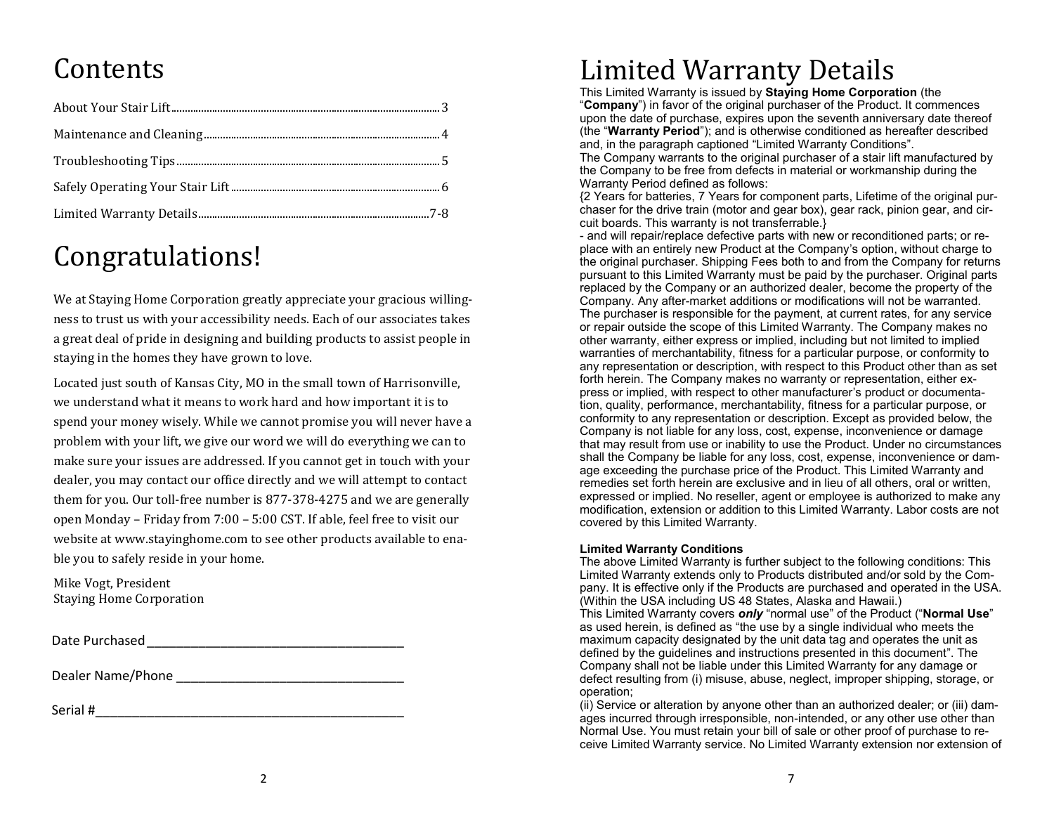# Contents

About Your Stair Lift.................................................................................................3

Maintenance and Cleaning.......................................................................................4

Troubleshooting Tips.................................................................................................5

Safely Operating Your Stair Lift..............................................................................6

Limited Warranty Details......................................................................................7-8

# Congratulations!

We at Staying Home Corporation greatly appreciate your gracious willingness to trust us with your accessibility needs. Each of our associates takes a great deal of pride in designing and building products to assist people in staying in the homes they have grown to love.

Located just south of Kansas City, MO in the small town of Harrisonville, we understand what it means to work hard and how important it is to spend your money wisely. While we cannot promise you will never have a problem with your lift, we give our word we will do everything we can to make sure your issues are addressed. If you cannot get in touch with your dealer, you may contact our office directly and we will attempt to contact them for you. Our toll-free number is 877-378-4275 and we are generally open Monday – Friday from 7:00 – 5:00 CST. If able, feel free to visit our website at www.stayinghome.com to see other products available to enable you to safely reside in your home.

Mike Vogt, President
Staying Home Corporation

Date Purchased ________________________________________

Dealer Name/Phone ___________________________________

Serial #_______________________________________________

# Limited Warranty Details

This Limited Warranty is issued by **Staying Home Corporation** (the "**Company**") in favor of the original purchaser of the Product. It commences upon the date of purchase, expires upon the seventh anniversary date thereof (the "**Warranty Period**"); and is otherwise conditioned as hereafter described and, in the paragraph captioned "Limited Warranty Conditions".

The Company warrants to the original purchaser of a stair lift manufactured by the Company to be free from defects in material or workmanship during the Warranty Period defined as follows:

{2 Years for batteries, 7 Years for component parts, Lifetime of the original purchaser for the drive train (motor and gear box), gear rack, pinion gear, and circuit boards. This warranty is not transferrable.}

- and will repair/replace defective parts with new or reconditioned parts; or replace with an entirely new Product at the Company's option, without charge to the original purchaser. Shipping Fees both to and from the Company for returns pursuant to this Limited Warranty must be paid by the purchaser. Original parts replaced by the Company or an authorized dealer, become the property of the Company. Any after-market additions or modifications will not be warranted. The purchaser is responsible for the payment, at current rates, for any service or repair outside the scope of this Limited Warranty. The Company makes no other warranty, either express or implied, including but not limited to implied warranties of merchantability, fitness for a particular purpose, or conformity to any representation or description, with respect to this Product other than as set forth herein. The Company makes no warranty or representation, either express or implied, with respect to other manufacturer's product or documentation, quality, performance, merchantability, fitness for a particular purpose, or conformity to any representation or description. Except as provided below, the Company is not liable for any loss, cost, expense, inconvenience or damage that may result from use or inability to use the Product. Under no circumstances shall the Company be liable for any loss, cost, expense, inconvenience or damage exceeding the purchase price of the Product. This Limited Warranty and remedies set forth herein are exclusive and in lieu of all others, oral or written, expressed or implied. No reseller, agent or employee is authorized to make any modification, extension or addition to this Limited Warranty. Labor costs are not covered by this Limited Warranty.

**Limited Warranty Conditions**

The above Limited Warranty is further subject to the following conditions: This Limited Warranty extends only to Products distributed and/or sold by the Company. It is effective only if the Products are purchased and operated in the USA. (Within the USA including US 48 States, Alaska and Hawaii.)

This Limited Warranty covers ***only*** "normal use" of the Product ("**Normal Use**" as used herein, is defined as "the use by a single individual who meets the maximum capacity designated by the unit data tag and operates the unit as defined by the guidelines and instructions presented in this document". The Company shall not be liable under this Limited Warranty for any damage or defect resulting from (i) misuse, abuse, neglect, improper shipping, storage, or operation;

(ii) Service or alteration by anyone other than an authorized dealer; or (iii) damages incurred through irresponsible, non-intended, or any other use other than Normal Use. You must retain your bill of sale or other proof of purchase to receive Limited Warranty service. No Limited Warranty extension nor extension of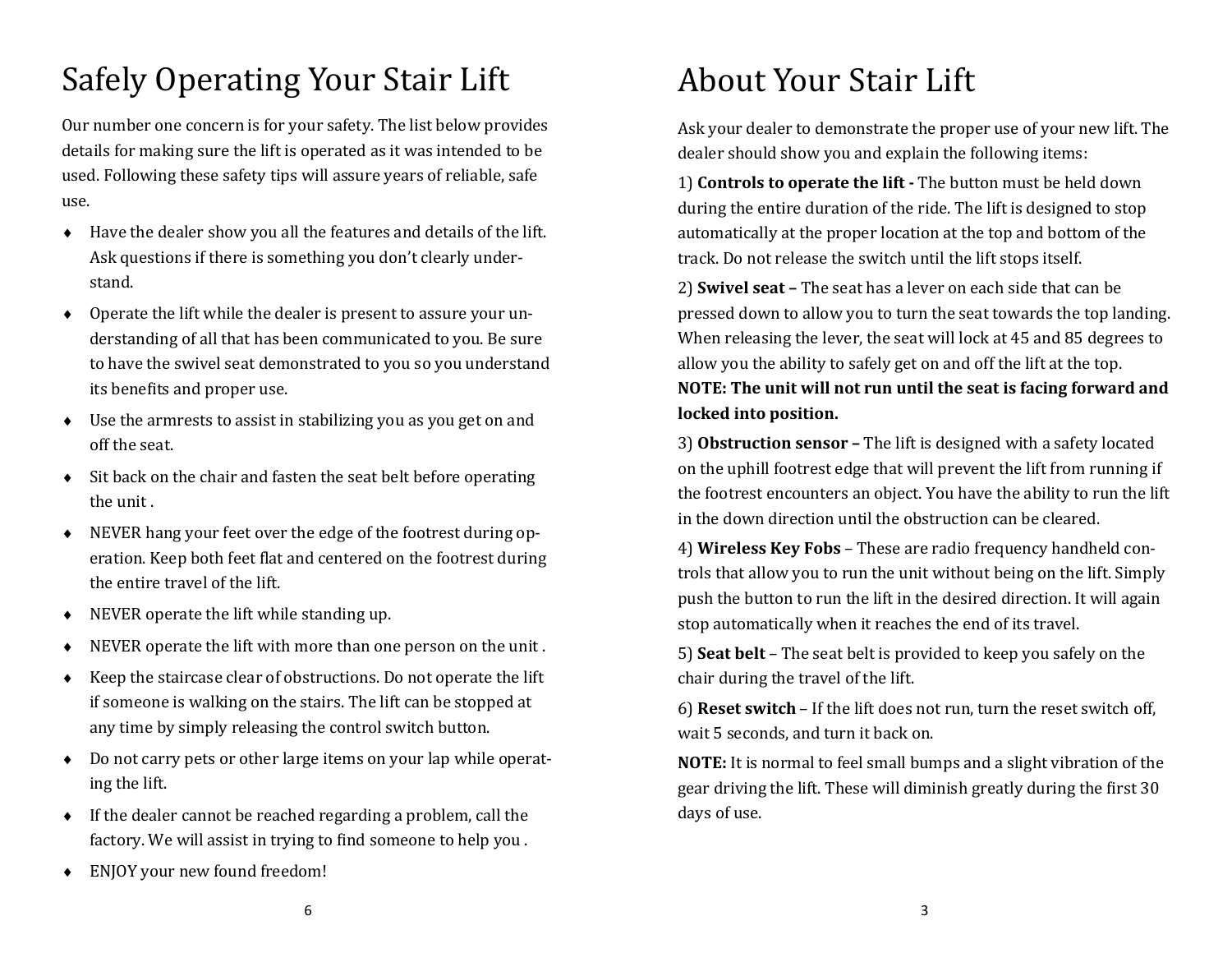# Safely Operating Your Stair Lift

Our number one concern is for your safety. The list below provides details for making sure the lift is operated as it was intended to be used. Following these safety tips will assure years of reliable, safe use.

- Have the dealer show you all the features and details of the lift. Ask questions if there is something you don't clearly understand.
- Operate the lift while the dealer is present to assure your understanding of all that has been communicated to you. Be sure to have the swivel seat demonstrated to you so you understand its benefits and proper use.
- Use the armrests to assist in stabilizing you as you get on and off the seat.
- Sit back on the chair and fasten the seat belt before operating the unit .
- NEVER hang your feet over the edge of the footrest during operation. Keep both feet flat and centered on the footrest during the entire travel of the lift.
- NEVER operate the lift while standing up.
- NEVER operate the lift with more than one person on the unit .
- Keep the staircase clear of obstructions. Do not operate the lift if someone is walking on the stairs. The lift can be stopped at any time by simply releasing the control switch button.
- Do not carry pets or other large items on your lap while operating the lift.
- If the dealer cannot be reached regarding a problem, call the factory. We will assist in trying to find someone to help you .
- ENJOY your new found freedom!

# About Your Stair Lift

Ask your dealer to demonstrate the proper use of your new lift. The dealer should show you and explain the following items:

1) **Controls to operate the lift -** The button must be held down during the entire duration of the ride. The lift is designed to stop automatically at the proper location at the top and bottom of the track. Do not release the switch until the lift stops itself.

2) **Swivel seat –** The seat has a lever on each side that can be pressed down to allow you to turn the seat towards the top landing. When releasing the lever, the seat will lock at 45 and 85 degrees to allow you the ability to safely get on and off the lift at the top. **NOTE: The unit will not run until the seat is facing forward and locked into position.**

3) **Obstruction sensor –** The lift is designed with a safety located on the uphill footrest edge that will prevent the lift from running if the footrest encounters an object. You have the ability to run the lift in the down direction until the obstruction can be cleared.

4) **Wireless Key Fobs** – These are radio frequency handheld controls that allow you to run the unit without being on the lift. Simply push the button to run the lift in the desired direction. It will again stop automatically when it reaches the end of its travel.

5) **Seat belt** – The seat belt is provided to keep you safely on the chair during the travel of the lift.

6) **Reset switch** – If the lift does not run, turn the reset switch off, wait 5 seconds, and turn it back on.

**NOTE:** It is normal to feel small bumps and a slight vibration of the gear driving the lift. These will diminish greatly during the first 30 days of use.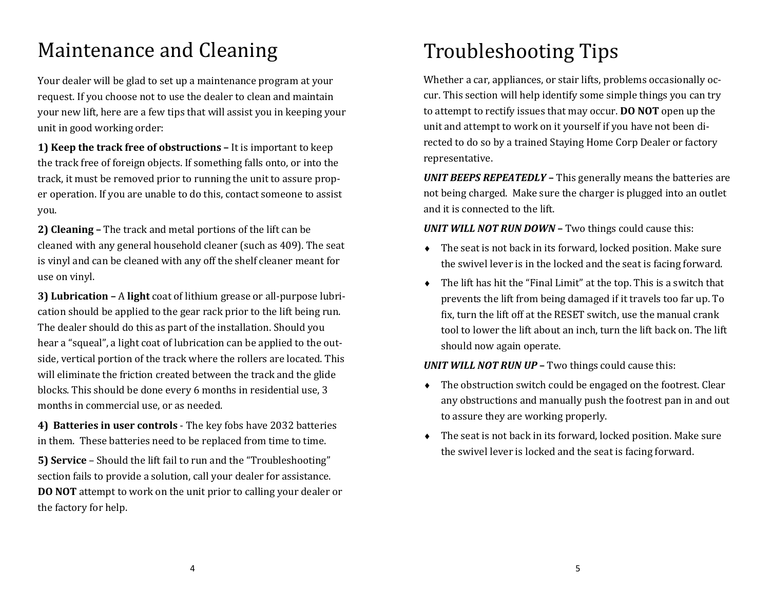# Maintenance and Cleaning

Your dealer will be glad to set up a maintenance program at your request. If you choose not to use the dealer to clean and maintain your new lift, here are a few tips that will assist you in keeping your unit in good working order:

**1) Keep the track free of obstructions –** It is important to keep the track free of foreign objects. If something falls onto, or into the track, it must be removed prior to running the unit to assure proper operation. If you are unable to do this, contact someone to assist you.

**2) Cleaning –** The track and metal portions of the lift can be cleaned with any general household cleaner (such as 409). The seat is vinyl and can be cleaned with any off the shelf cleaner meant for use on vinyl.

**3) Lubrication –** A **light** coat of lithium grease or all-purpose lubrication should be applied to the gear rack prior to the lift being run. The dealer should do this as part of the installation. Should you hear a "squeal", a light coat of lubrication can be applied to the outside, vertical portion of the track where the rollers are located. This will eliminate the friction created between the track and the glide blocks. This should be done every 6 months in residential use, 3 months in commercial use, or as needed.

**4) Batteries in user controls** - The key fobs have 2032 batteries in them. These batteries need to be replaced from time to time.

**5) Service** – Should the lift fail to run and the "Troubleshooting" section fails to provide a solution, call your dealer for assistance. **DO NOT** attempt to work on the unit prior to calling your dealer or the factory for help.

# Troubleshooting Tips

Whether a car, appliances, or stair lifts, problems occasionally occur. This section will help identify some simple things you can try to attempt to rectify issues that may occur. **DO NOT** open up the unit and attempt to work on it yourself if you have not been directed to do so by a trained Staying Home Corp Dealer or factory representative.

***UNIT BEEPS REPEATEDLY –*** This generally means the batteries are not being charged. Make sure the charger is plugged into an outlet and it is connected to the lift.

***UNIT WILL NOT RUN DOWN –*** Two things could cause this:

- The seat is not back in its forward, locked position. Make sure the swivel lever is in the locked and the seat is facing forward.
- The lift has hit the "Final Limit" at the top. This is a switch that prevents the lift from being damaged if it travels too far up. To fix, turn the lift off at the RESET switch, use the manual crank tool to lower the lift about an inch, turn the lift back on. The lift should now again operate.

***UNIT WILL NOT RUN UP –*** Two things could cause this:

- The obstruction switch could be engaged on the footrest. Clear any obstructions and manually push the footrest pan in and out to assure they are working properly.
- The seat is not back in its forward, locked position. Make sure the swivel lever is locked and the seat is facing forward.